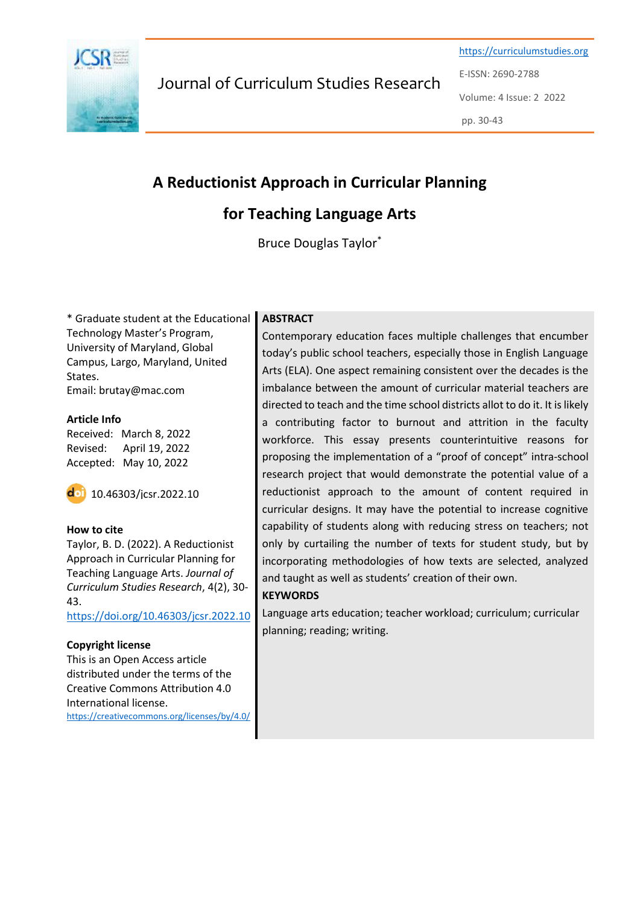# A Reductionist Approach in Curricular Planning for Teaching Language Arts

Bruce Douglas Taylor*

\* Graduate student at the Educational Technology Master's Program, University of Maryland, Global Campus, Largo, Maryland, United States.
Email: brutay@mac.com

**Article Info**
Received: March 8, 2022
Revised: April 19, 2022
Accepted: May 10, 2022

10.46303/jcsr.2022.10

**How to cite**
Taylor, B. D. (2022). A Reductionist Approach in Curricular Planning for Teaching Language Arts. *Journal of Curriculum Studies Research*, 4(2), 30-43.
https://doi.org/10.46303/jcsr.2022.10

**Copyright license**
This is an Open Access article distributed under the terms of the Creative Commons Attribution 4.0 International license.
https://creativecommons.org/licenses/by/4.0/

**ABSTRACT**

Contemporary education faces multiple challenges that encumber today's public school teachers, especially those in English Language Arts (ELA). One aspect remaining consistent over the decades is the imbalance between the amount of curricular material teachers are directed to teach and the time school districts allot to do it. It is likely a contributing factor to burnout and attrition in the faculty workforce. This essay presents counterintuitive reasons for proposing the implementation of a "proof of concept" intra-school research project that would demonstrate the potential value of a reductionist approach to the amount of content required in curricular designs. It may have the potential to increase cognitive capability of students along with reducing stress on teachers; not only by curtailing the number of texts for student study, but by incorporating methodologies of how texts are selected, analyzed and taught as well as students' creation of their own.

**KEYWORDS**

Language arts education; teacher workload; curriculum; curricular planning; reading; writing.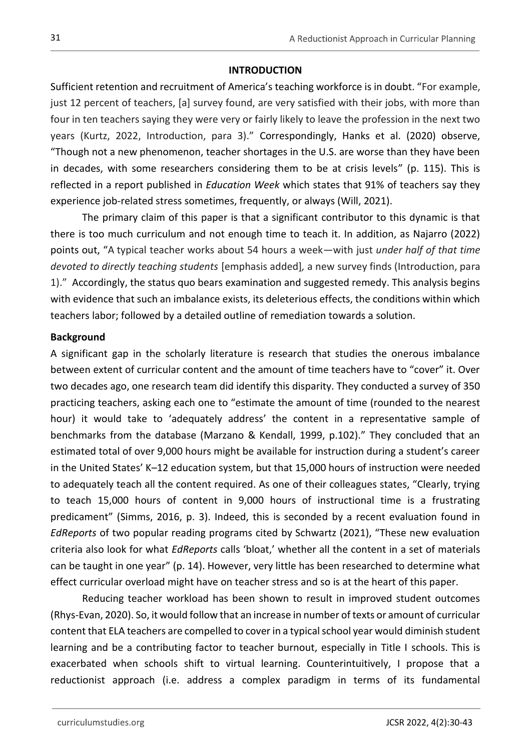## INTRODUCTION

Sufficient retention and recruitment of America's teaching workforce is in doubt. "For example, just 12 percent of teachers, [a] survey found, are very satisfied with their jobs, with more than four in ten teachers saying they were very or fairly likely to leave the profession in the next two years (Kurtz, 2022, Introduction, para 3)." Correspondingly, Hanks et al. (2020) observe, "Though not a new phenomenon, teacher shortages in the U.S. are worse than they have been in decades, with some researchers considering them to be at crisis levels" (p. 115). This is reflected in a report published in *Education Week* which states that 91% of teachers say they experience job-related stress sometimes, frequently, or always (Will, 2021).

The primary claim of this paper is that a significant contributor to this dynamic is that there is too much curriculum and not enough time to teach it. In addition, as Najarro (2022) points out, "A typical teacher works about 54 hours a week—with just *under half of that time devoted to directly teaching students* [emphasis added]*,* a new survey finds (Introduction, para 1)." Accordingly, the status quo bears examination and suggested remedy. This analysis begins with evidence that such an imbalance exists, its deleterious effects, the conditions within which teachers labor; followed by a detailed outline of remediation towards a solution.

### Background

A significant gap in the scholarly literature is research that studies the onerous imbalance between extent of curricular content and the amount of time teachers have to "cover" it. Over two decades ago, one research team did identify this disparity. They conducted a survey of 350 practicing teachers, asking each one to "estimate the amount of time (rounded to the nearest hour) it would take to 'adequately address' the content in a representative sample of benchmarks from the database (Marzano & Kendall, 1999, p.102)." They concluded that an estimated total of over 9,000 hours might be available for instruction during a student's career in the United States' K–12 education system, but that 15,000 hours of instruction were needed to adequately teach all the content required. As one of their colleagues states, "Clearly, trying to teach 15,000 hours of content in 9,000 hours of instructional time is a frustrating predicament" (Simms, 2016, p. 3). Indeed, this is seconded by a recent evaluation found in *EdReports* of two popular reading programs cited by Schwartz (2021), "These new evaluation criteria also look for what *EdReports* calls 'bloat,' whether all the content in a set of materials can be taught in one year" (p. 14). However, very little has been researched to determine what effect curricular overload might have on teacher stress and so is at the heart of this paper.

Reducing teacher workload has been shown to result in improved student outcomes (Rhys-Evan, 2020). So, it would follow that an increase in number of texts or amount of curricular content that ELA teachers are compelled to cover in a typical school year would diminish student learning and be a contributing factor to teacher burnout, especially in Title I schools. This is exacerbated when schools shift to virtual learning. Counterintuitively, I propose that a reductionist approach (i.e. address a complex paradigm in terms of its fundamental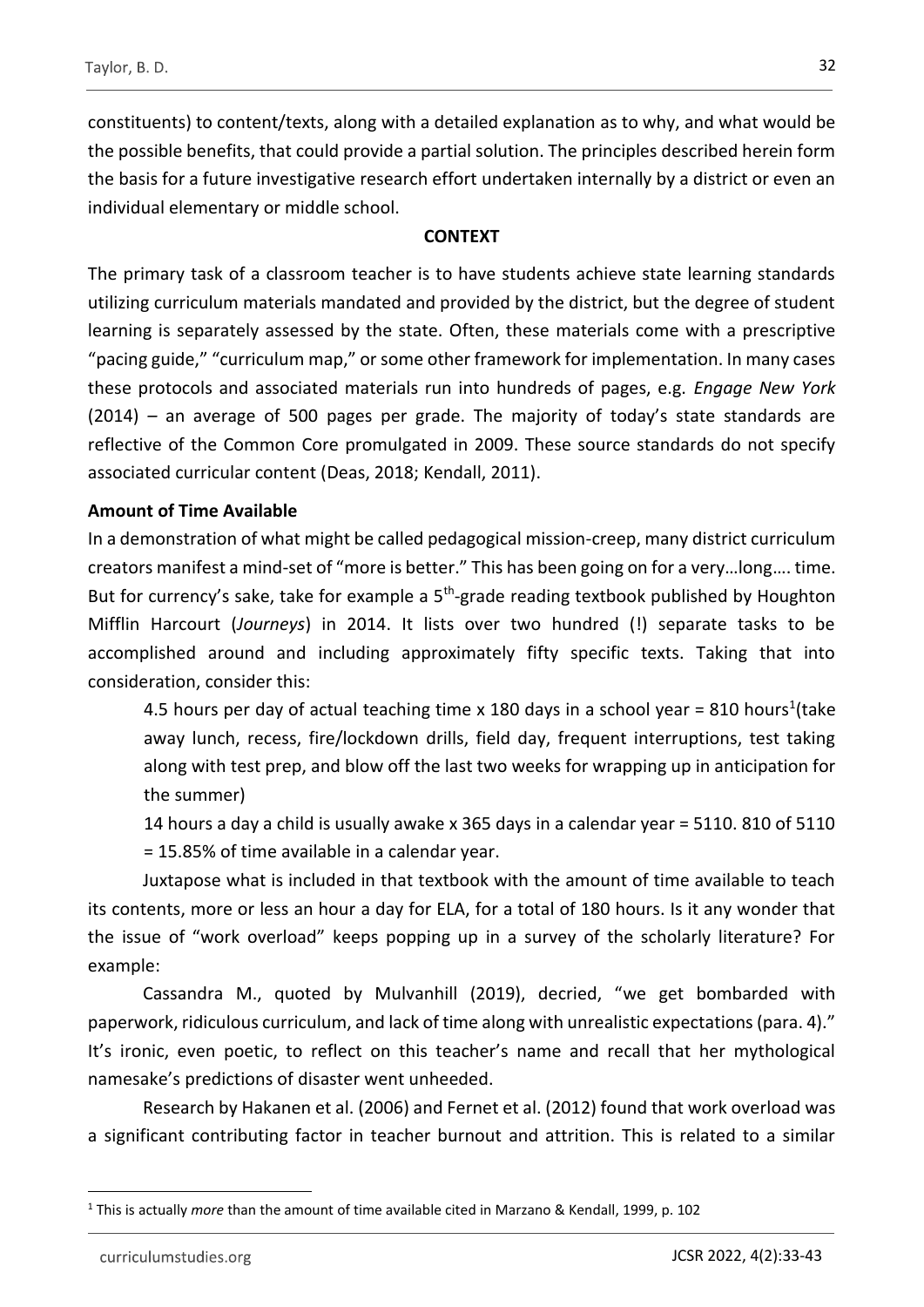constituents) to content/texts, along with a detailed explanation as to why, and what would be the possible benefits, that could provide a partial solution. The principles described herein form the basis for a future investigative research effort undertaken internally by a district or even an individual elementary or middle school.

## CONTEXT

The primary task of a classroom teacher is to have students achieve state learning standards utilizing curriculum materials mandated and provided by the district, but the degree of student learning is separately assessed by the state. Often, these materials come with a prescriptive "pacing guide," "curriculum map," or some other framework for implementation. In many cases these protocols and associated materials run into hundreds of pages, e.g. *Engage New York* (2014) – an average of 500 pages per grade. The majority of today's state standards are reflective of the Common Core promulgated in 2009. These source standards do not specify associated curricular content (Deas, 2018; Kendall, 2011).

### Amount of Time Available

In a demonstration of what might be called pedagogical mission-creep, many district curriculum creators manifest a mind-set of "more is better." This has been going on for a very…long…. time. But for currency's sake, take for example a 5th-grade reading textbook published by Houghton Mifflin Harcourt (*Journeys*) in 2014. It lists over two hundred (!) separate tasks to be accomplished around and including approximately fifty specific texts. Taking that into consideration, consider this:

> 4.5 hours per day of actual teaching time x 180 days in a school year = 810 hours[1](take away lunch, recess, fire/lockdown drills, field day, frequent interruptions, test taking along with test prep, and blow off the last two weeks for wrapping up in anticipation for the summer)
>
> 14 hours a day a child is usually awake x 365 days in a calendar year = 5110. 810 of 5110 = 15.85% of time available in a calendar year.

Juxtapose what is included in that textbook with the amount of time available to teach its contents, more or less an hour a day for ELA, for a total of 180 hours. Is it any wonder that the issue of "work overload" keeps popping up in a survey of the scholarly literature? For example:

Cassandra M., quoted by Mulvanhill (2019), decried, "we get bombarded with paperwork, ridiculous curriculum, and lack of time along with unrealistic expectations (para. 4)." It's ironic, even poetic, to reflect on this teacher's name and recall that her mythological namesake's predictions of disaster went unheeded.

Research by Hakanen et al. (2006) and Fernet et al. (2012) found that work overload was a significant contributing factor in teacher burnout and attrition. This is related to a similar

[1] This is actually *more* than the amount of time available cited in Marzano & Kendall, 1999, p. 102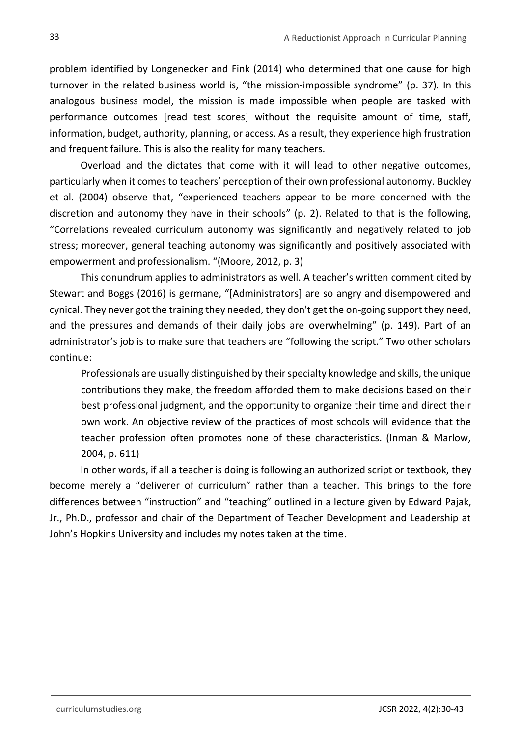problem identified by Longenecker and Fink (2014) who determined that one cause for high turnover in the related business world is, "the mission-impossible syndrome" (p. 37). In this analogous business model, the mission is made impossible when people are tasked with performance outcomes [read test scores] without the requisite amount of time, staff, information, budget, authority, planning, or access. As a result, they experience high frustration and frequent failure. This is also the reality for many teachers.

Overload and the dictates that come with it will lead to other negative outcomes, particularly when it comes to teachers' perception of their own professional autonomy. Buckley et al. (2004) observe that, "experienced teachers appear to be more concerned with the discretion and autonomy they have in their schools" (p. 2). Related to that is the following, "Correlations revealed curriculum autonomy was significantly and negatively related to job stress; moreover, general teaching autonomy was significantly and positively associated with empowerment and professionalism. "(Moore, 2012, p. 3)

This conundrum applies to administrators as well. A teacher's written comment cited by Stewart and Boggs (2016) is germane, "[Administrators] are so angry and disempowered and cynical. They never got the training they needed, they don't get the on-going support they need, and the pressures and demands of their daily jobs are overwhelming" (p. 149). Part of an administrator's job is to make sure that teachers are "following the script." Two other scholars continue:

> Professionals are usually distinguished by their specialty knowledge and skills, the unique contributions they make, the freedom afforded them to make decisions based on their best professional judgment, and the opportunity to organize their time and direct their own work. An objective review of the practices of most schools will evidence that the teacher profession often promotes none of these characteristics. (Inman & Marlow, 2004, p. 611)

In other words, if all a teacher is doing is following an authorized script or textbook, they become merely a "deliverer of curriculum" rather than a teacher. This brings to the fore differences between "instruction" and "teaching" outlined in a lecture given by Edward Pajak, Jr., Ph.D., professor and chair of the Department of Teacher Development and Leadership at John's Hopkins University and includes my notes taken at the time.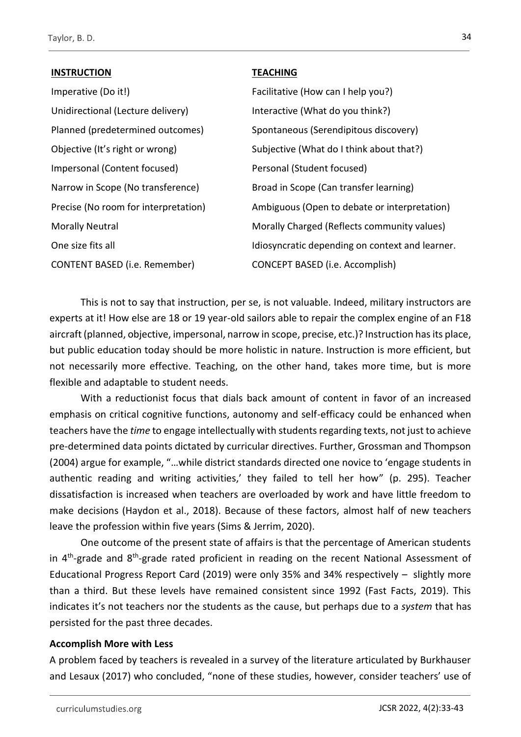| **INSTRUCTION** | **TEACHING** |
|---|---|
| Imperative (Do it!) | Facilitative (How can I help you?) |
| Unidirectional (Lecture delivery) | Interactive (What do you think?) |
| Planned (predetermined outcomes) | Spontaneous (Serendipitous discovery) |
| Objective (It's right or wrong) | Subjective (What do I think about that?) |
| Impersonal (Content focused) | Personal (Student focused) |
| Narrow in Scope (No transference) | Broad in Scope (Can transfer learning) |
| Precise (No room for interpretation) | Ambiguous (Open to debate or interpretation) |
| Morally Neutral | Morally Charged (Reflects community values) |
| One size fits all | Idiosyncratic depending on context and learner. |
| CONTENT BASED (i.e. Remember) | CONCEPT BASED (i.e. Accomplish) |

This is not to say that instruction, per se, is not valuable. Indeed, military instructors are experts at it! How else are 18 or 19 year-old sailors able to repair the complex engine of an F18 aircraft (planned, objective, impersonal, narrow in scope, precise, etc.)? Instruction has its place, but public education today should be more holistic in nature. Instruction is more efficient, but not necessarily more effective. Teaching, on the other hand, takes more time, but is more flexible and adaptable to student needs.

With a reductionist focus that dials back amount of content in favor of an increased emphasis on critical cognitive functions, autonomy and self-efficacy could be enhanced when teachers have the *time* to engage intellectually with students regarding texts, not just to achieve pre-determined data points dictated by curricular directives. Further, Grossman and Thompson (2004) argue for example, "…while district standards directed one novice to 'engage students in authentic reading and writing activities,' they failed to tell her how" (p. 295). Teacher dissatisfaction is increased when teachers are overloaded by work and have little freedom to make decisions (Haydon et al., 2018). Because of these factors, almost half of new teachers leave the profession within five years (Sims & Jerrim, 2020).

One outcome of the present state of affairs is that the percentage of American students in 4th-grade and 8th-grade rated proficient in reading on the recent National Assessment of Educational Progress Report Card (2019) were only 35% and 34% respectively – slightly more than a third. But these levels have remained consistent since 1992 (Fast Facts, 2019). This indicates it's not teachers nor the students as the cause, but perhaps due to a *system* that has persisted for the past three decades.

### Accomplish More with Less

A problem faced by teachers is revealed in a survey of the literature articulated by Burkhauser and Lesaux (2017) who concluded, "none of these studies, however, consider teachers' use of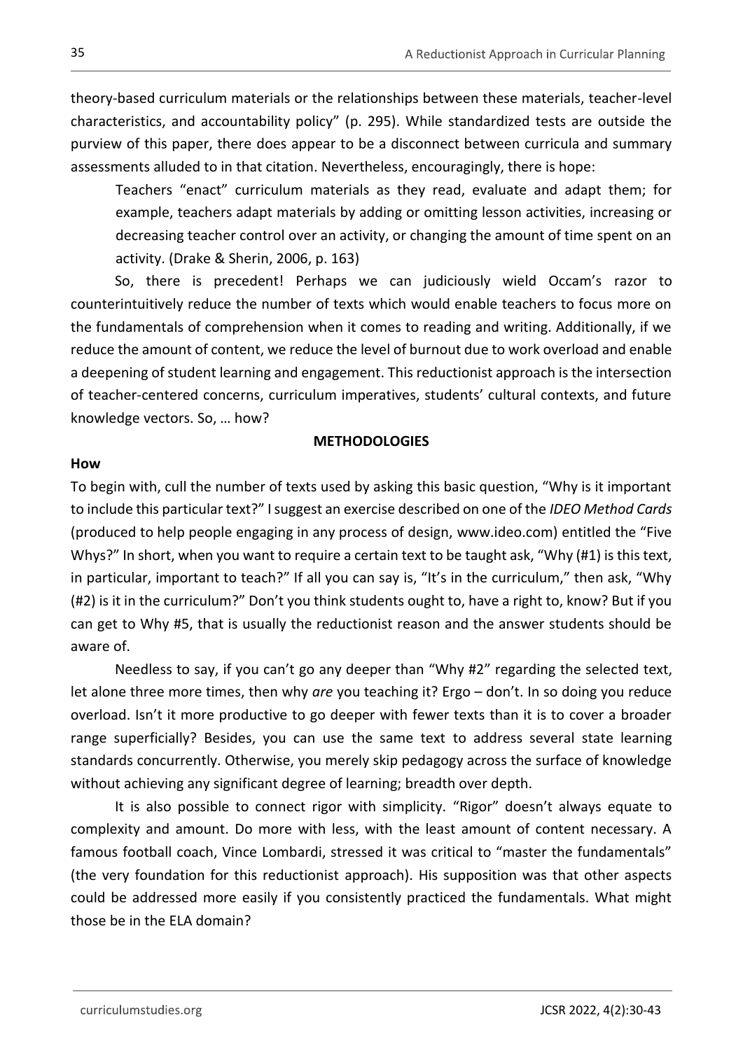theory-based curriculum materials or the relationships between these materials, teacher-level characteristics, and accountability policy" (p. 295). While standardized tests are outside the purview of this paper, there does appear to be a disconnect between curricula and summary assessments alluded to in that citation. Nevertheless, encouragingly, there is hope:

> Teachers "enact" curriculum materials as they read, evaluate and adapt them; for example, teachers adapt materials by adding or omitting lesson activities, increasing or decreasing teacher control over an activity, or changing the amount of time spent on an activity. (Drake & Sherin, 2006, p. 163)

So, there is precedent! Perhaps we can judiciously wield Occam's razor to counterintuitively reduce the number of texts which would enable teachers to focus more on the fundamentals of comprehension when it comes to reading and writing. Additionally, if we reduce the amount of content, we reduce the level of burnout due to work overload and enable a deepening of student learning and engagement. This reductionist approach is the intersection of teacher-centered concerns, curriculum imperatives, students' cultural contexts, and future knowledge vectors. So, … how?

## METHODOLOGIES

### How

To begin with, cull the number of texts used by asking this basic question, "Why is it important to include this particular text?" I suggest an exercise described on one of the *IDEO Method Cards* (produced to help people engaging in any process of design, www.ideo.com) entitled the "Five Whys?" In short, when you want to require a certain text to be taught ask, "Why (#1) is this text, in particular, important to teach?" If all you can say is, "It's in the curriculum," then ask, "Why (#2) is it in the curriculum?" Don't you think students ought to, have a right to, know? But if you can get to Why #5, that is usually the reductionist reason and the answer students should be aware of.

Needless to say, if you can't go any deeper than "Why #2" regarding the selected text, let alone three more times, then why *are* you teaching it? Ergo – don't. In so doing you reduce overload. Isn't it more productive to go deeper with fewer texts than it is to cover a broader range superficially? Besides, you can use the same text to address several state learning standards concurrently. Otherwise, you merely skip pedagogy across the surface of knowledge without achieving any significant degree of learning; breadth over depth.

It is also possible to connect rigor with simplicity. "Rigor" doesn't always equate to complexity and amount. Do more with less, with the least amount of content necessary. A famous football coach, Vince Lombardi, stressed it was critical to "master the fundamentals" (the very foundation for this reductionist approach). His supposition was that other aspects could be addressed more easily if you consistently practiced the fundamentals. What might those be in the ELA domain?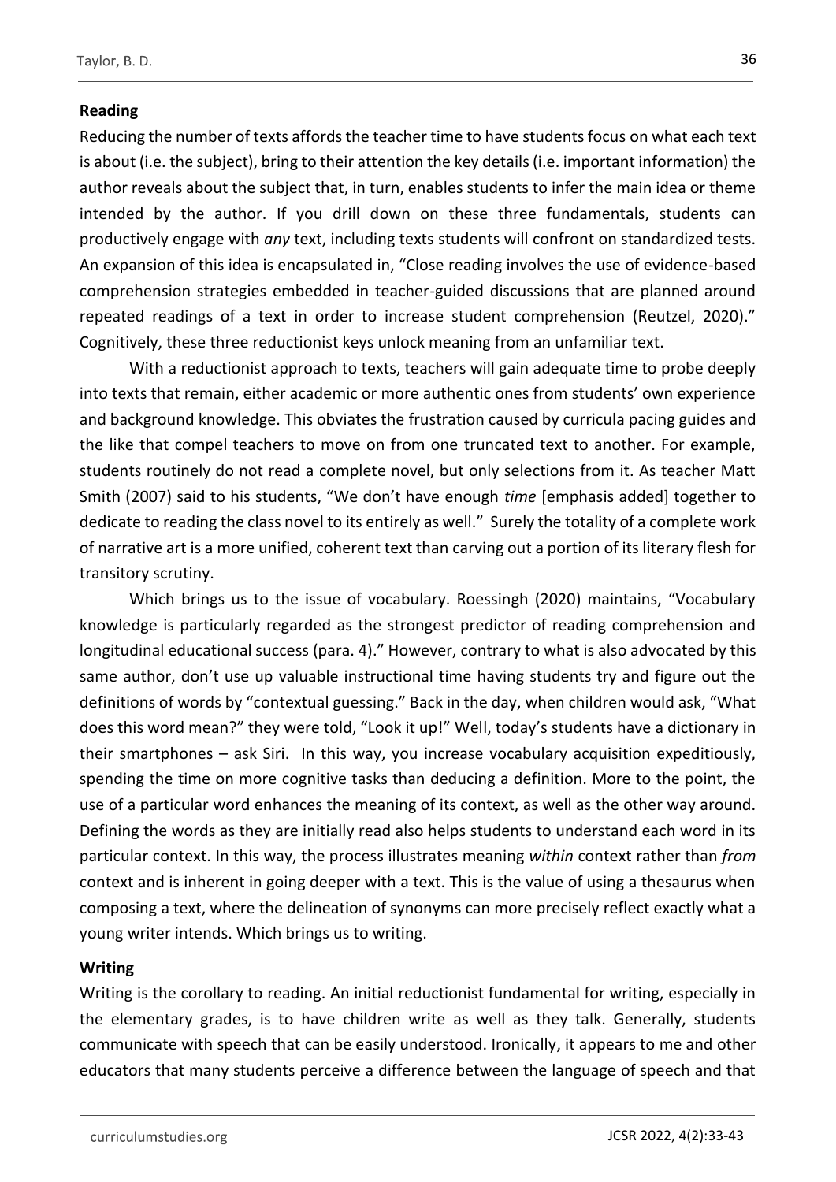**Reading**

Reducing the number of texts affords the teacher time to have students focus on what each text is about (i.e. the subject), bring to their attention the key details (i.e. important information) the author reveals about the subject that, in turn, enables students to infer the main idea or theme intended by the author. If you drill down on these three fundamentals, students can productively engage with *any* text, including texts students will confront on standardized tests. An expansion of this idea is encapsulated in, "Close reading involves the use of evidence-based comprehension strategies embedded in teacher-guided discussions that are planned around repeated readings of a text in order to increase student comprehension (Reutzel, 2020)." Cognitively, these three reductionist keys unlock meaning from an unfamiliar text.

With a reductionist approach to texts, teachers will gain adequate time to probe deeply into texts that remain, either academic or more authentic ones from students' own experience and background knowledge. This obviates the frustration caused by curricula pacing guides and the like that compel teachers to move on from one truncated text to another. For example, students routinely do not read a complete novel, but only selections from it. As teacher Matt Smith (2007) said to his students, "We don't have enough *time* [emphasis added] together to dedicate to reading the class novel to its entirely as well." Surely the totality of a complete work of narrative art is a more unified, coherent text than carving out a portion of its literary flesh for transitory scrutiny.

Which brings us to the issue of vocabulary. Roessingh (2020) maintains, "Vocabulary knowledge is particularly regarded as the strongest predictor of reading comprehension and longitudinal educational success (para. 4)." However, contrary to what is also advocated by this same author, don't use up valuable instructional time having students try and figure out the definitions of words by "contextual guessing." Back in the day, when children would ask, "What does this word mean?" they were told, "Look it up!" Well, today's students have a dictionary in their smartphones – ask Siri. In this way, you increase vocabulary acquisition expeditiously, spending the time on more cognitive tasks than deducing a definition. More to the point, the use of a particular word enhances the meaning of its context, as well as the other way around. Defining the words as they are initially read also helps students to understand each word in its particular context. In this way, the process illustrates meaning *within* context rather than *from* context and is inherent in going deeper with a text. This is the value of using a thesaurus when composing a text, where the delineation of synonyms can more precisely reflect exactly what a young writer intends. Which brings us to writing.

**Writing**

Writing is the corollary to reading. An initial reductionist fundamental for writing, especially in the elementary grades, is to have children write as well as they talk. Generally, students communicate with speech that can be easily understood. Ironically, it appears to me and other educators that many students perceive a difference between the language of speech and that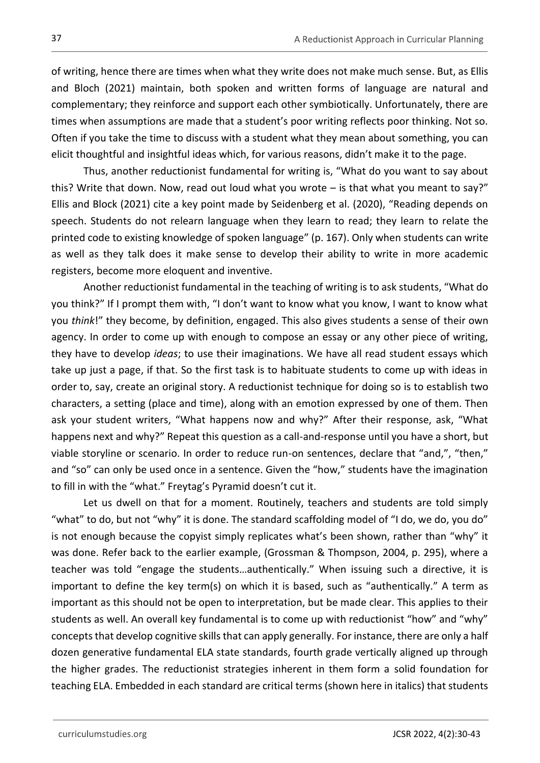of writing, hence there are times when what they write does not make much sense. But, as Ellis and Bloch (2021) maintain, both spoken and written forms of language are natural and complementary; they reinforce and support each other symbiotically. Unfortunately, there are times when assumptions are made that a student's poor writing reflects poor thinking. Not so. Often if you take the time to discuss with a student what they mean about something, you can elicit thoughtful and insightful ideas which, for various reasons, didn't make it to the page.

Thus, another reductionist fundamental for writing is, "What do you want to say about this? Write that down. Now, read out loud what you wrote – is that what you meant to say?" Ellis and Block (2021) cite a key point made by Seidenberg et al. (2020), "Reading depends on speech. Students do not relearn language when they learn to read; they learn to relate the printed code to existing knowledge of spoken language" (p. 167). Only when students can write as well as they talk does it make sense to develop their ability to write in more academic registers, become more eloquent and inventive.

Another reductionist fundamental in the teaching of writing is to ask students, "What do you think?" If I prompt them with, "I don't want to know what you know, I want to know what you *think*!" they become, by definition, engaged. This also gives students a sense of their own agency. In order to come up with enough to compose an essay or any other piece of writing, they have to develop *ideas*; to use their imaginations. We have all read student essays which take up just a page, if that. So the first task is to habituate students to come up with ideas in order to, say, create an original story. A reductionist technique for doing so is to establish two characters, a setting (place and time), along with an emotion expressed by one of them. Then ask your student writers, "What happens now and why?" After their response, ask, "What happens next and why?" Repeat this question as a call-and-response until you have a short, but viable storyline or scenario. In order to reduce run-on sentences, declare that "and,", "then," and "so" can only be used once in a sentence. Given the "how," students have the imagination to fill in with the "what." Freytag's Pyramid doesn't cut it.

Let us dwell on that for a moment. Routinely, teachers and students are told simply "what" to do, but not "why" it is done. The standard scaffolding model of "I do, we do, you do" is not enough because the copyist simply replicates what's been shown, rather than "why" it was done. Refer back to the earlier example, (Grossman & Thompson, 2004, p. 295), where a teacher was told "engage the students…authentically." When issuing such a directive, it is important to define the key term(s) on which it is based, such as "authentically." A term as important as this should not be open to interpretation, but be made clear. This applies to their students as well. An overall key fundamental is to come up with reductionist "how" and "why" concepts that develop cognitive skills that can apply generally. For instance, there are only a half dozen generative fundamental ELA state standards, fourth grade vertically aligned up through the higher grades. The reductionist strategies inherent in them form a solid foundation for teaching ELA. Embedded in each standard are critical terms (shown here in italics) that students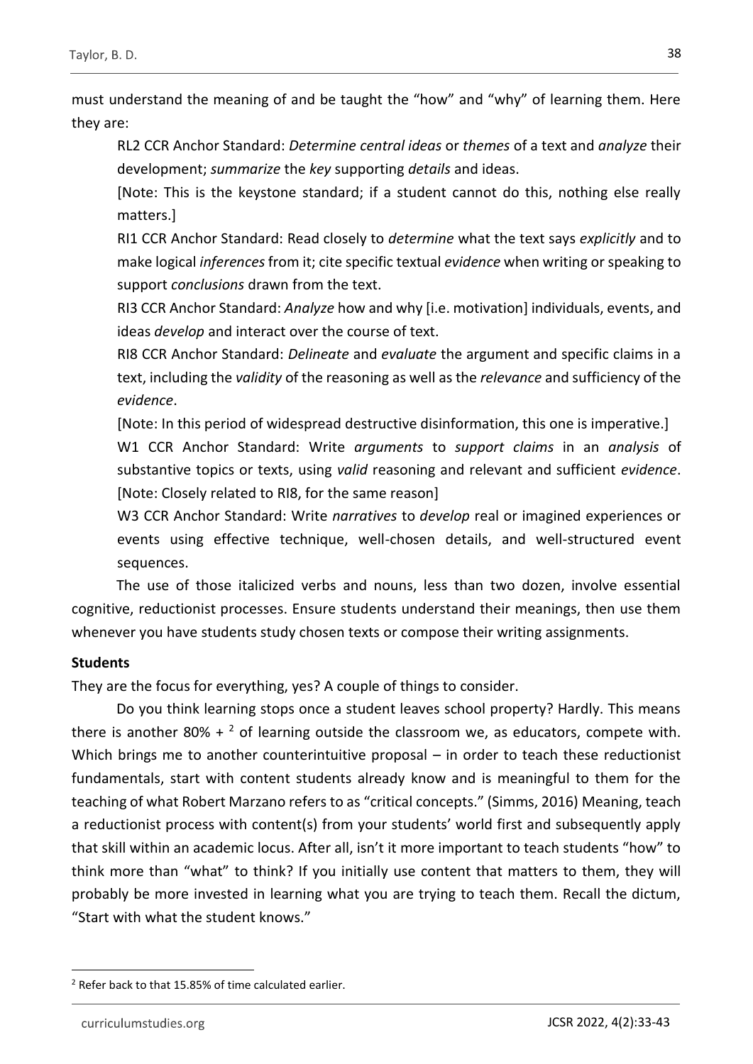must understand the meaning of and be taught the "how" and "why" of learning them. Here they are:

RL2 CCR Anchor Standard: *Determine central ideas* or *themes* of a text and *analyze* their development; *summarize* the *key* supporting *details* and ideas.

[Note: This is the keystone standard; if a student cannot do this, nothing else really matters.]

RI1 CCR Anchor Standard: Read closely to *determine* what the text says *explicitly* and to make logical *inferences* from it; cite specific textual *evidence* when writing or speaking to support *conclusions* drawn from the text.

RI3 CCR Anchor Standard: *Analyze* how and why [i.e. motivation] individuals, events, and ideas *develop* and interact over the course of text.

RI8 CCR Anchor Standard: *Delineate* and *evaluate* the argument and specific claims in a text, including the *validity* of the reasoning as well as the *relevance* and sufficiency of the *evidence*.

[Note: In this period of widespread destructive disinformation, this one is imperative.]

W1 CCR Anchor Standard: Write *arguments* to *support claims* in an *analysis* of substantive topics or texts, using *valid* reasoning and relevant and sufficient *evidence*. [Note: Closely related to RI8, for the same reason]

W3 CCR Anchor Standard: Write *narratives* to *develop* real or imagined experiences or events using effective technique, well-chosen details, and well-structured event sequences.

The use of those italicized verbs and nouns, less than two dozen, involve essential cognitive, reductionist processes. Ensure students understand their meanings, then use them whenever you have students study chosen texts or compose their writing assignments.

**Students**

They are the focus for everything, yes? A couple of things to consider.

Do you think learning stops once a student leaves school property? Hardly. This means there is another 80% + [2] of learning outside the classroom we, as educators, compete with. Which brings me to another counterintuitive proposal – in order to teach these reductionist fundamentals, start with content students already know and is meaningful to them for the teaching of what Robert Marzano refers to as "critical concepts." (Simms, 2016) Meaning, teach a reductionist process with content(s) from your students' world first and subsequently apply that skill within an academic locus. After all, isn't it more important to teach students "how" to think more than "what" to think? If you initially use content that matters to them, they will probably be more invested in learning what you are trying to teach them. Recall the dictum, "Start with what the student knows."

[2] Refer back to that 15.85% of time calculated earlier.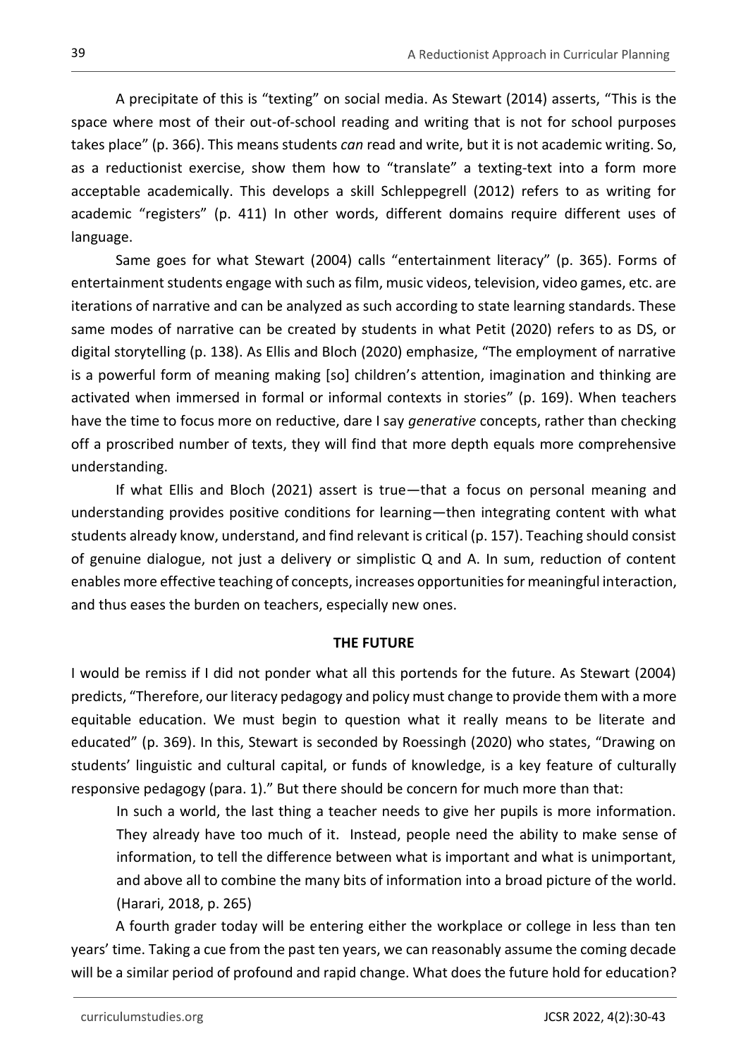A precipitate of this is "texting" on social media. As Stewart (2014) asserts, "This is the space where most of their out-of-school reading and writing that is not for school purposes takes place" (p. 366). This means students *can* read and write, but it is not academic writing. So, as a reductionist exercise, show them how to "translate" a texting-text into a form more acceptable academically. This develops a skill Schleppegrell (2012) refers to as writing for academic "registers" (p. 411) In other words, different domains require different uses of language.

Same goes for what Stewart (2004) calls "entertainment literacy" (p. 365). Forms of entertainment students engage with such as film, music videos, television, video games, etc. are iterations of narrative and can be analyzed as such according to state learning standards. These same modes of narrative can be created by students in what Petit (2020) refers to as DS, or digital storytelling (p. 138). As Ellis and Bloch (2020) emphasize, "The employment of narrative is a powerful form of meaning making [so] children's attention, imagination and thinking are activated when immersed in formal or informal contexts in stories" (p. 169). When teachers have the time to focus more on reductive, dare I say *generative* concepts, rather than checking off a proscribed number of texts, they will find that more depth equals more comprehensive understanding.

If what Ellis and Bloch (2021) assert is true—that a focus on personal meaning and understanding provides positive conditions for learning—then integrating content with what students already know, understand, and find relevant is critical (p. 157). Teaching should consist of genuine dialogue, not just a delivery or simplistic Q and A. In sum, reduction of content enables more effective teaching of concepts, increases opportunities for meaningful interaction, and thus eases the burden on teachers, especially new ones.

## THE FUTURE

I would be remiss if I did not ponder what all this portends for the future. As Stewart (2004) predicts, "Therefore, our literacy pedagogy and policy must change to provide them with a more equitable education. We must begin to question what it really means to be literate and educated" (p. 369). In this, Stewart is seconded by Roessingh (2020) who states, "Drawing on students' linguistic and cultural capital, or funds of knowledge, is a key feature of culturally responsive pedagogy (para. 1)." But there should be concern for much more than that:

> In such a world, the last thing a teacher needs to give her pupils is more information. They already have too much of it. Instead, people need the ability to make sense of information, to tell the difference between what is important and what is unimportant, and above all to combine the many bits of information into a broad picture of the world. (Harari, 2018, p. 265)

A fourth grader today will be entering either the workplace or college in less than ten years' time. Taking a cue from the past ten years, we can reasonably assume the coming decade will be a similar period of profound and rapid change. What does the future hold for education?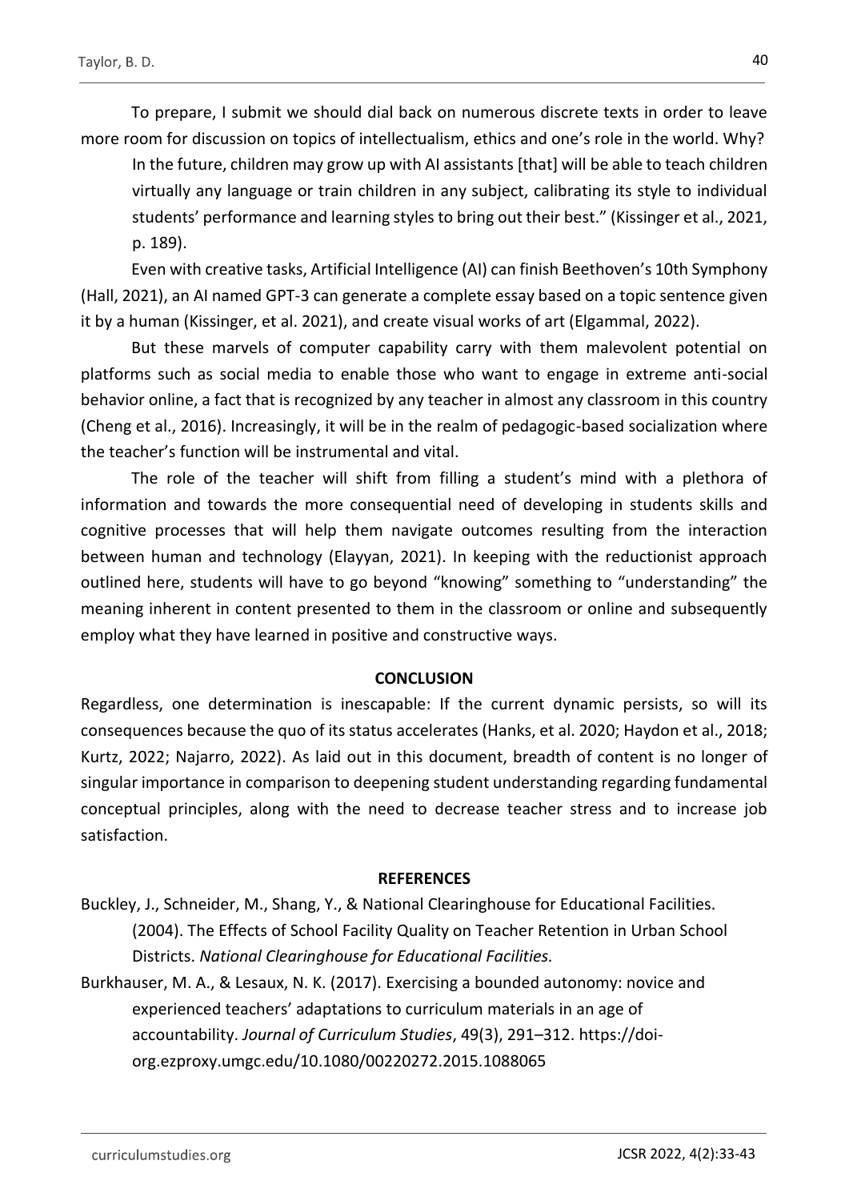To prepare, I submit we should dial back on numerous discrete texts in order to leave more room for discussion on topics of intellectualism, ethics and one's role in the world. Why?

> In the future, children may grow up with AI assistants [that] will be able to teach children virtually any language or train children in any subject, calibrating its style to individual students' performance and learning styles to bring out their best." (Kissinger et al., 2021, p. 189).

Even with creative tasks, Artificial Intelligence (AI) can finish Beethoven's 10th Symphony (Hall, 2021), an AI named GPT-3 can generate a complete essay based on a topic sentence given it by a human (Kissinger, et al. 2021), and create visual works of art (Elgammal, 2022).

But these marvels of computer capability carry with them malevolent potential on platforms such as social media to enable those who want to engage in extreme anti-social behavior online, a fact that is recognized by any teacher in almost any classroom in this country (Cheng et al., 2016). Increasingly, it will be in the realm of pedagogic-based socialization where the teacher's function will be instrumental and vital.

The role of the teacher will shift from filling a student's mind with a plethora of information and towards the more consequential need of developing in students skills and cognitive processes that will help them navigate outcomes resulting from the interaction between human and technology (Elayyan, 2021). In keeping with the reductionist approach outlined here, students will have to go beyond "knowing" something to "understanding" the meaning inherent in content presented to them in the classroom or online and subsequently employ what they have learned in positive and constructive ways.

## CONCLUSION

Regardless, one determination is inescapable: If the current dynamic persists, so will its consequences because the quo of its status accelerates (Hanks, et al. 2020; Haydon et al., 2018; Kurtz, 2022; Najarro, 2022). As laid out in this document, breadth of content is no longer of singular importance in comparison to deepening student understanding regarding fundamental conceptual principles, along with the need to decrease teacher stress and to increase job satisfaction.

## REFERENCES

Buckley, J., Schneider, M., Shang, Y., & National Clearinghouse for Educational Facilities. (2004). The Effects of School Facility Quality on Teacher Retention in Urban School Districts. *National Clearinghouse for Educational Facilities.*

Burkhauser, M. A., & Lesaux, N. K. (2017). Exercising a bounded autonomy: novice and experienced teachers' adaptations to curriculum materials in an age of accountability. *Journal of Curriculum Studies*, 49(3), 291–312. https://doi-org.ezproxy.umgc.edu/10.1080/00220272.2015.1088065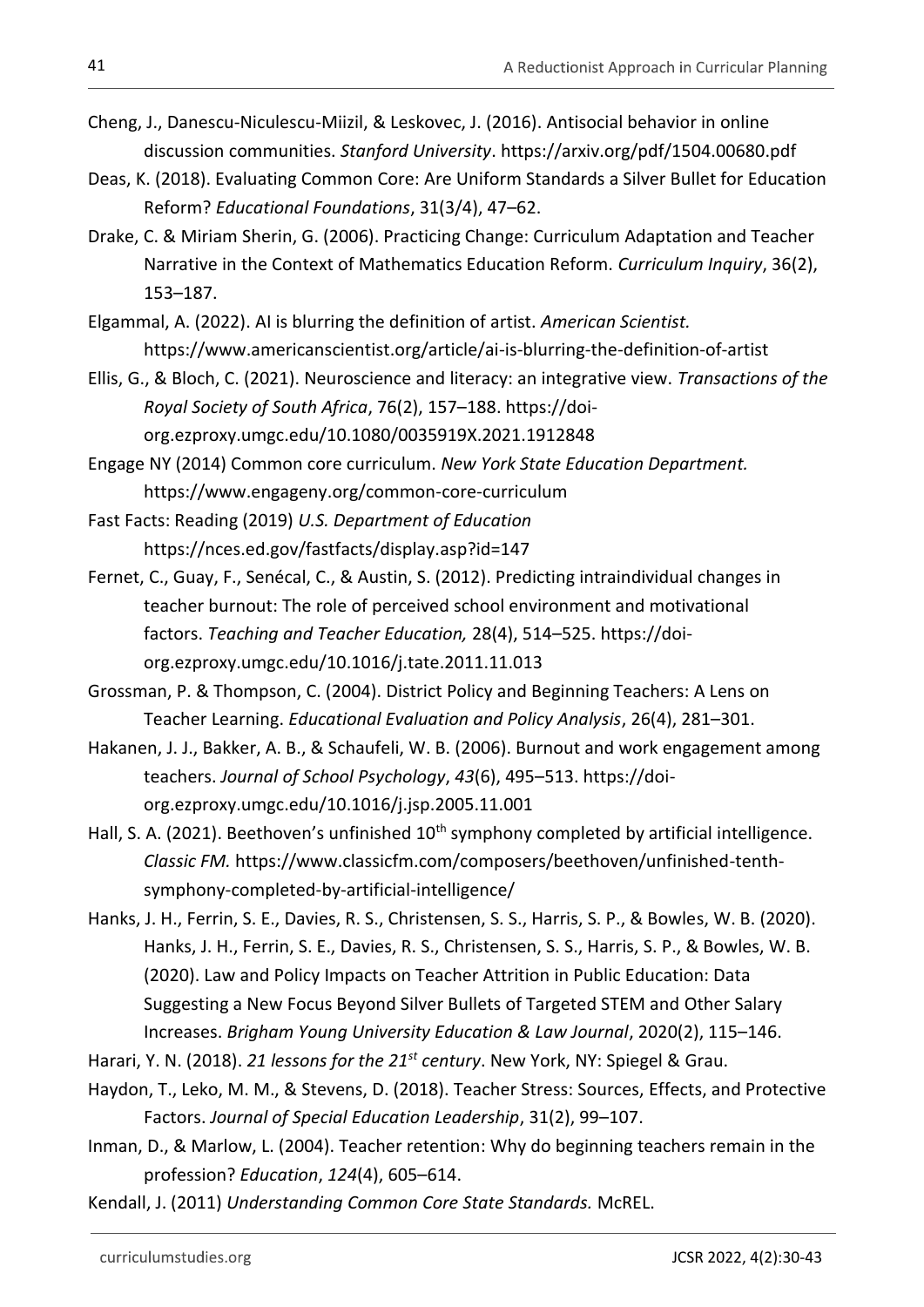Cheng, J., Danescu-Niculescu-Miizil, & Leskovec, J. (2016). Antisocial behavior in online discussion communities. *Stanford University*. https://arxiv.org/pdf/1504.00680.pdf

Deas, K. (2018). Evaluating Common Core: Are Uniform Standards a Silver Bullet for Education Reform? *Educational Foundations*, 31(3/4), 47–62.

Drake, C. & Miriam Sherin, G. (2006). Practicing Change: Curriculum Adaptation and Teacher Narrative in the Context of Mathematics Education Reform. *Curriculum Inquiry*, 36(2), 153–187.

Elgammal, A. (2022). AI is blurring the definition of artist. *American Scientist.* https://www.americanscientist.org/article/ai-is-blurring-the-definition-of-artist

Ellis, G., & Bloch, C. (2021). Neuroscience and literacy: an integrative view. *Transactions of the Royal Society of South Africa*, 76(2), 157–188. https://doi-org.ezproxy.umgc.edu/10.1080/0035919X.2021.1912848

Engage NY (2014) Common core curriculum. *New York State Education Department.* https://www.engageny.org/common-core-curriculum

Fast Facts: Reading (2019) *U.S. Department of Education* https://nces.ed.gov/fastfacts/display.asp?id=147

Fernet, C., Guay, F., Senécal, C., & Austin, S. (2012). Predicting intraindividual changes in teacher burnout: The role of perceived school environment and motivational factors. *Teaching and Teacher Education,* 28(4), 514–525. https://doi-org.ezproxy.umgc.edu/10.1016/j.tate.2011.11.013

Grossman, P. & Thompson, C. (2004). District Policy and Beginning Teachers: A Lens on Teacher Learning. *Educational Evaluation and Policy Analysis*, 26(4), 281–301.

Hakanen, J. J., Bakker, A. B., & Schaufeli, W. B. (2006). Burnout and work engagement among teachers. *Journal of School Psychology*, *43*(6), 495–513. https://doi-org.ezproxy.umgc.edu/10.1016/j.jsp.2005.11.001

Hall, S. A. (2021). Beethoven's unfinished 10th symphony completed by artificial intelligence. *Classic FM.* https://www.classicfm.com/composers/beethoven/unfinished-tenth-symphony-completed-by-artificial-intelligence/

Hanks, J. H., Ferrin, S. E., Davies, R. S., Christensen, S. S., Harris, S. P., & Bowles, W. B. (2020). Hanks, J. H., Ferrin, S. E., Davies, R. S., Christensen, S. S., Harris, S. P., & Bowles, W. B. (2020). Law and Policy Impacts on Teacher Attrition in Public Education: Data Suggesting a New Focus Beyond Silver Bullets of Targeted STEM and Other Salary Increases. *Brigham Young University Education & Law Journal*, 2020(2), 115–146.

Harari, Y. N. (2018). *21 lessons for the 21st century*. New York, NY: Spiegel & Grau.

Haydon, T., Leko, M. M., & Stevens, D. (2018). Teacher Stress: Sources, Effects, and Protective Factors. *Journal of Special Education Leadership*, 31(2), 99–107.

Inman, D., & Marlow, L. (2004). Teacher retention: Why do beginning teachers remain in the profession? *Education*, *124*(4), 605–614.

Kendall, J. (2011) *Understanding Common Core State Standards.* McREL.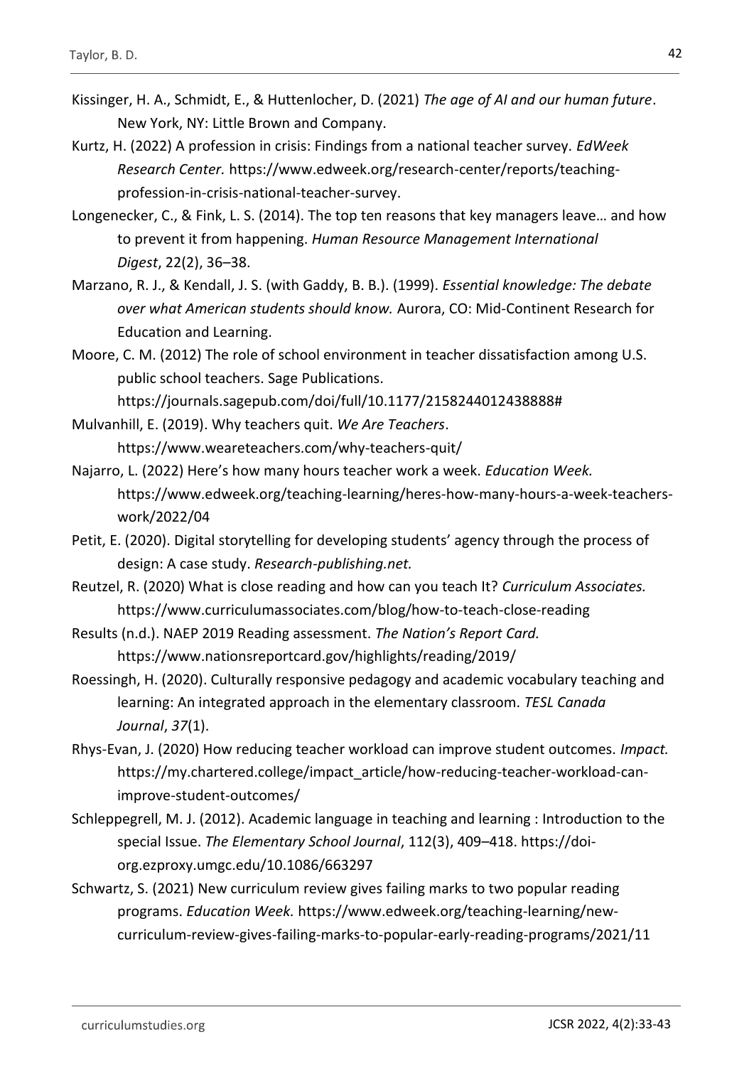Kissinger, H. A., Schmidt, E., & Huttenlocher, D. (2021) *The age of AI and our human future*. New York, NY: Little Brown and Company.

Kurtz, H. (2022) A profession in crisis: Findings from a national teacher survey. *EdWeek Research Center.* https://www.edweek.org/research-center/reports/teaching-profession-in-crisis-national-teacher-survey.

Longenecker, C., & Fink, L. S. (2014). The top ten reasons that key managers leave… and how to prevent it from happening. *Human Resource Management International Digest*, 22(2), 36–38.

Marzano, R. J., & Kendall, J. S. (with Gaddy, B. B.). (1999). *Essential knowledge: The debate over what American students should know.* Aurora, CO: Mid-Continent Research for Education and Learning.

Moore, C. M. (2012) The role of school environment in teacher dissatisfaction among U.S. public school teachers. Sage Publications. https://journals.sagepub.com/doi/full/10.1177/2158244012438888#

Mulvanhill, E. (2019). Why teachers quit. *We Are Teachers*. https://www.weareteachers.com/why-teachers-quit/

Najarro, L. (2022) Here's how many hours teacher work a week. *Education Week.* https://www.edweek.org/teaching-learning/heres-how-many-hours-a-week-teachers-work/2022/04

Petit, E. (2020). Digital storytelling for developing students' agency through the process of design: A case study. *Research-publishing.net.*

Reutzel, R. (2020) What is close reading and how can you teach It? *Curriculum Associates.* https://www.curriculumassociates.com/blog/how-to-teach-close-reading

Results (n.d.). NAEP 2019 Reading assessment. *The Nation's Report Card.* https://www.nationsreportcard.gov/highlights/reading/2019/

Roessingh, H. (2020). Culturally responsive pedagogy and academic vocabulary teaching and learning: An integrated approach in the elementary classroom. *TESL Canada Journal*, *37*(1).

Rhys-Evan, J. (2020) How reducing teacher workload can improve student outcomes. *Impact.* https://my.chartered.college/impact_article/how-reducing-teacher-workload-can-improve-student-outcomes/

Schleppegrell, M. J. (2012). Academic language in teaching and learning : Introduction to the special Issue. *The Elementary School Journal*, 112(3), 409–418. https://doi-org.ezproxy.umgc.edu/10.1086/663297

Schwartz, S. (2021) New curriculum review gives failing marks to two popular reading programs. *Education Week.* https://www.edweek.org/teaching-learning/new-curriculum-review-gives-failing-marks-to-popular-early-reading-programs/2021/11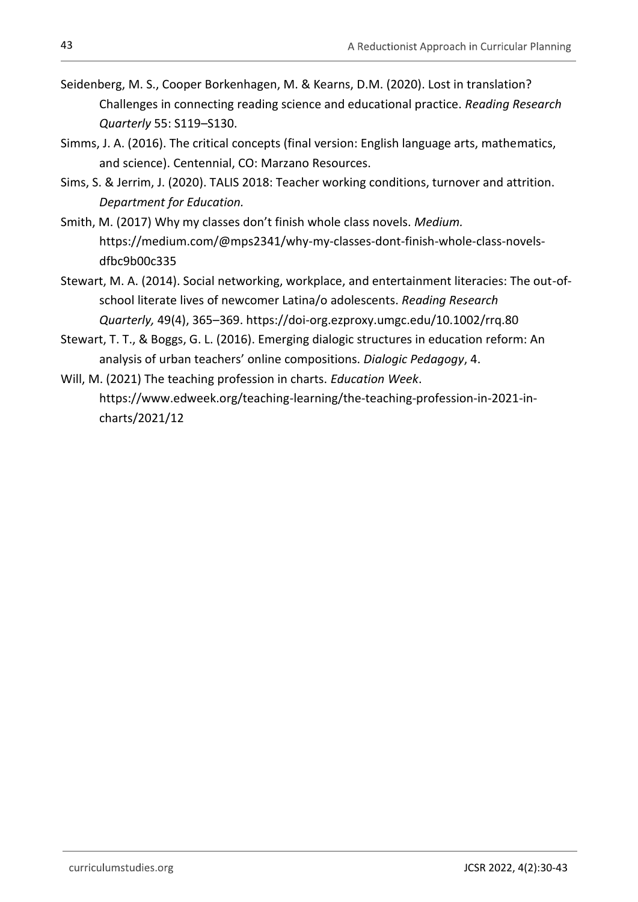Seidenberg, M. S., Cooper Borkenhagen, M. & Kearns, D.M. (2020). Lost in translation? Challenges in connecting reading science and educational practice. *Reading Research Quarterly* 55: S119–S130.

Simms, J. A. (2016). The critical concepts (final version: English language arts, mathematics, and science). Centennial, CO: Marzano Resources.

Sims, S. & Jerrim, J. (2020). TALIS 2018: Teacher working conditions, turnover and attrition. *Department for Education.*

Smith, M. (2017) Why my classes don't finish whole class novels. *Medium.* https://medium.com/@mps2341/why-my-classes-dont-finish-whole-class-novels-dfbc9b00c335

Stewart, M. A. (2014). Social networking, workplace, and entertainment literacies: The out-of-school literate lives of newcomer Latina/o adolescents. *Reading Research Quarterly,* 49(4), 365–369. https://doi-org.ezproxy.umgc.edu/10.1002/rrq.80

Stewart, T. T., & Boggs, G. L. (2016). Emerging dialogic structures in education reform: An analysis of urban teachers' online compositions. *Dialogic Pedagogy*, 4.

Will, M. (2021) The teaching profession in charts. *Education Week*. https://www.edweek.org/teaching-learning/the-teaching-profession-in-2021-in-charts/2021/12